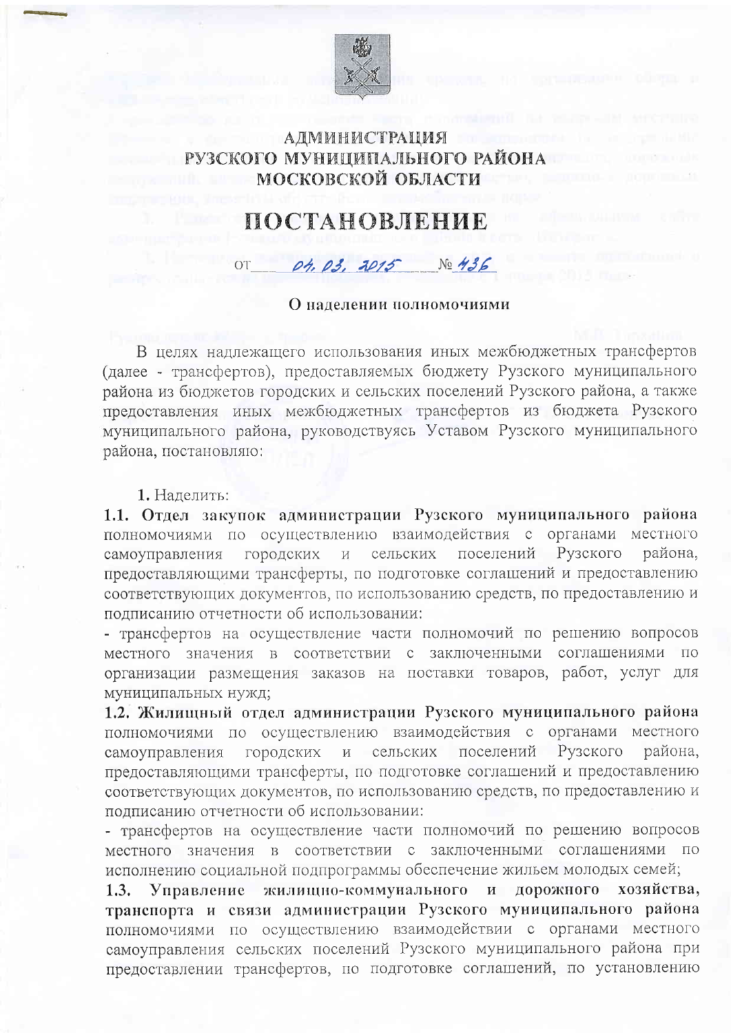# АДМИНИСТРАЦИЯ РУЗСКОГО МУНИЦИПАЛЬНОГО РАЙОНА МОСКОВСКОЙ ОБЛАСТИ

# ПОСТАНОВЛЕНИЕ

от 04. 03. 2015 № 436

### О наделении полномочиями

В целях надлежащего использования иных межбюджетных трансфертов (далее - трансфертов), предоставляемых бюджету Рузского муниципального района из бюджетов городских и сельских поселений Рузского района, а также предоставления иных межбюджетных трансфертов из бюджета Рузского муниципального района, руководствуясь Уставом Рузского муниципального района, постановляю:

**1.** Наделить:

**1.1. Отдел закупок администрации Рузского муниципального района** полномочиями по осуществлению взаимодействия с органами местного самоуправления городских и сельских поселений Рузского района, предоставляющими трансферты, по подготовке соглашений и предоставлению соответствующих документов, по использованию средств, по предоставлению и подписанию отчетности об использовании:

- трансфертов на осуществление части полномочий по решению вопросов местного значения в соответствии с заключенными соглашениями по организации размещения заказов на поставки товаров, работ, услуг для муниципальных нужд;

**1.2. Жилищный отдел администрации Рузского муниципального района** полномочиями по осуществлению взаимодействия с органами местного самоуправления городских и сельских поселений Рузского района, предоставляющими трансферты, по подготовке соглашений и предоставлению соответствующих документов, по использованию средств, по предоставлению и подписанию отчетности об использовании:

- трансфертов на осуществление части полномочий по решению вопросов местного значения в соответствии с заключенными соглашениями по исполнению социальной подпрограммы обеспечение жильем молодых семей;

**1.3. Управление жилищно-коммунального и дорожного хозяйства, транспорта и связи администрации Рузского муниципального района** полномочиями по осуществлению взаимодействии с органами местного самоуправления сельских поселений Рузского муниципального района при предоставлении трансфертов, по подготовке соглашений, по установлению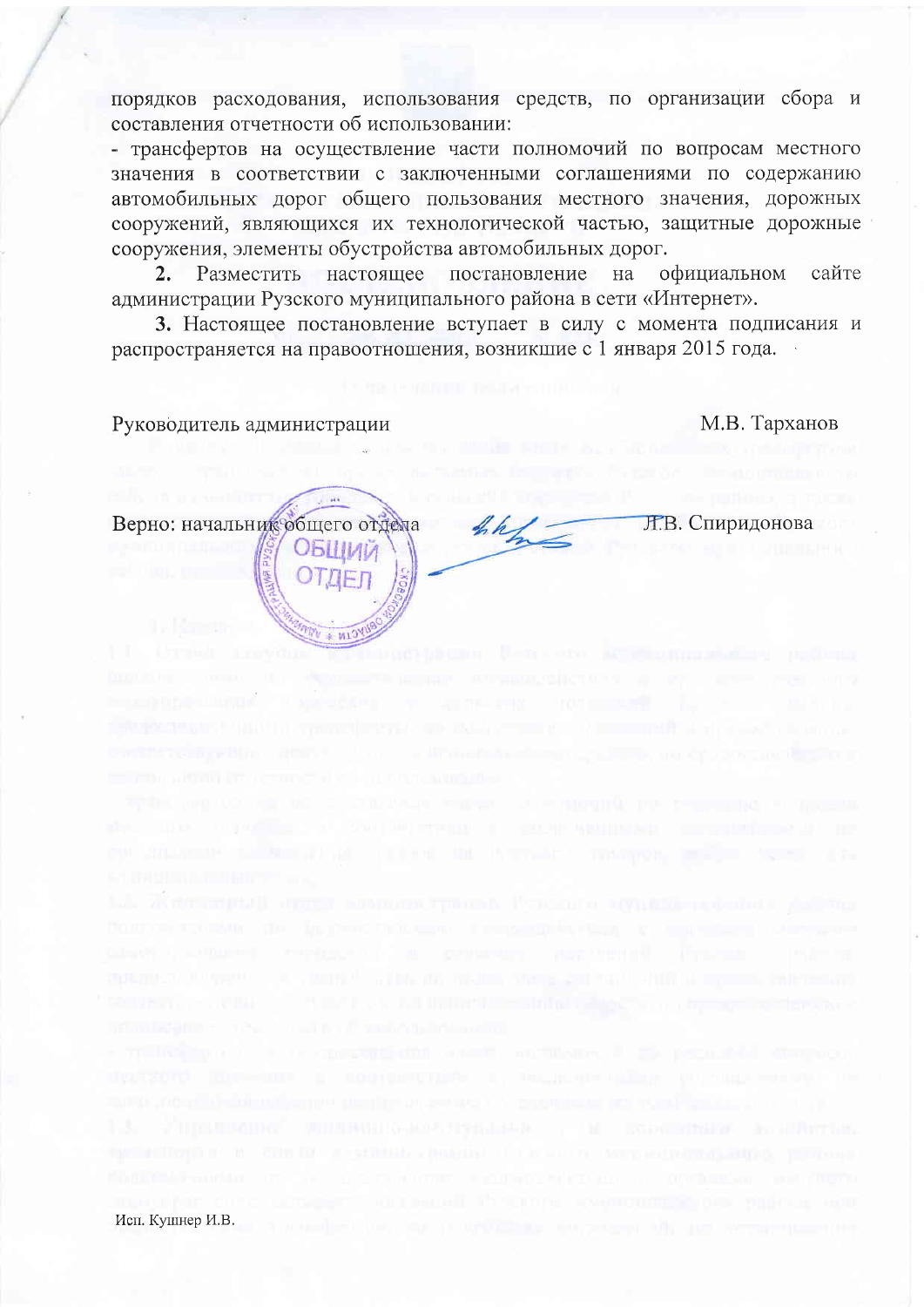порядков расходования, использования средств, по организации сбора и составления отчетности об использовании:

- трансфертов на осуществление части полномочий по вопросам местного значения в соответствии с заключенными соглашениями по содержанию автомобильных дорог общего пользования местного значения, дорожных сооружений, являющихся их технологической частью, защитные дорожные сооружения, элементы обустройства автомобильных дорог.

**2.** Разместить настоящее постановление на официальном сайте администрации Рузского муниципального района в сети «Интернет».

**3.** Настоящее постановление вступает в силу с момента подписания и распространяется на правоотношения, возникшие с 1 января 2015 года.

Руководитель администрации М.В. Тарханов

Верно: начальник общего отдела Л.В. Спиридонова

Исп. Кушнер И.В.